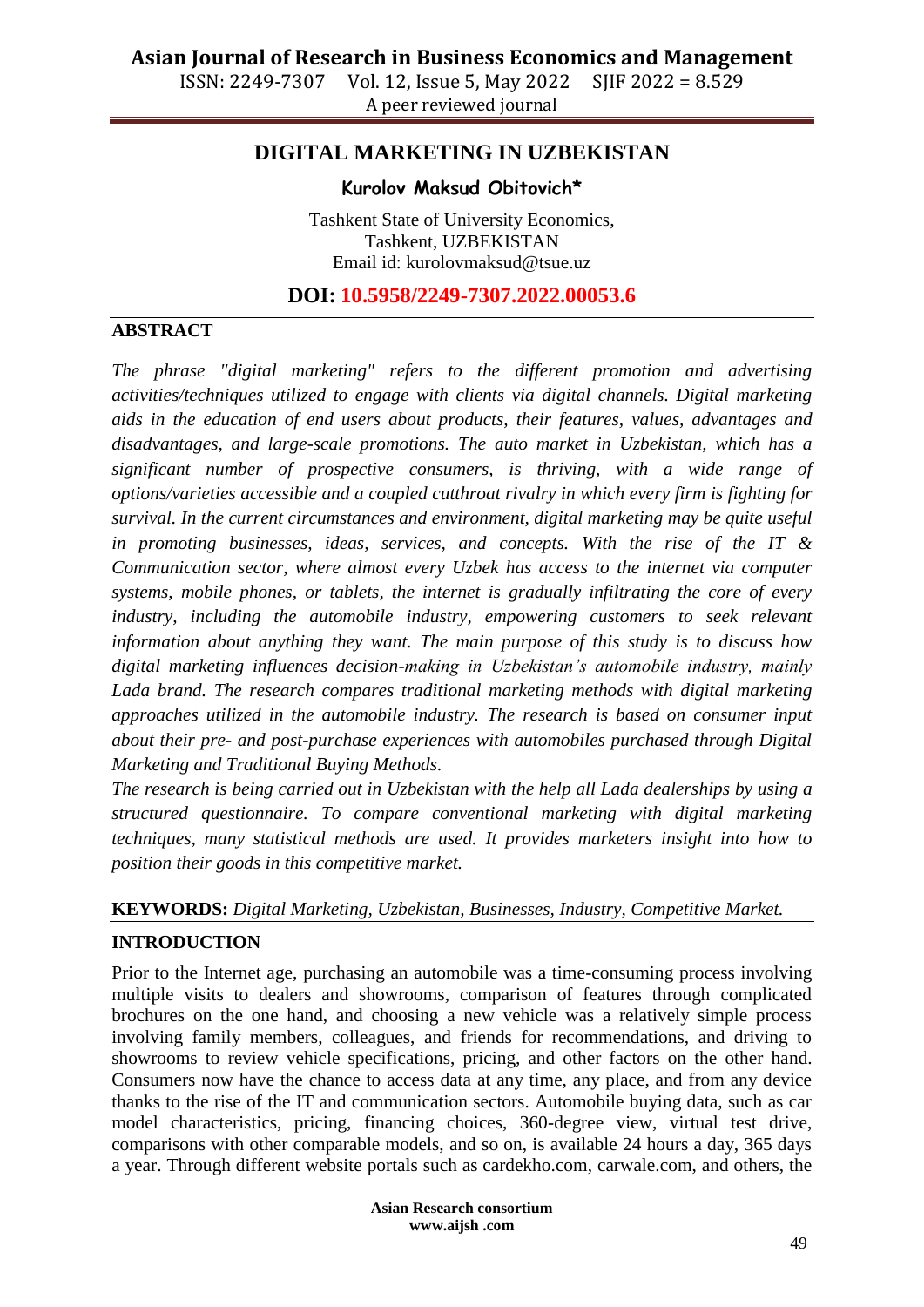# DIGITAL MARKETING IN UZBEKISTAN

**Kurolov Maksud Obitovich***

Tashkent State of University Economics,
Tashkent, UZBEKISTAN
Email id: kurolovmaksud@tsue.uz

**DOI: 10.5958/2249-7307.2022.00053.6**

## ABSTRACT

*The phrase "digital marketing" refers to the different promotion and advertising activities/techniques utilized to engage with clients via digital channels. Digital marketing aids in the education of end users about products, their features, values, advantages and disadvantages, and large-scale promotions. The auto market in Uzbekistan, which has a significant number of prospective consumers, is thriving, with a wide range of options/varieties accessible and a coupled cutthroat rivalry in which every firm is fighting for survival. In the current circumstances and environment, digital marketing may be quite useful in promoting businesses, ideas, services, and concepts. With the rise of the IT & Communication sector, where almost every Uzbek has access to the internet via computer systems, mobile phones, or tablets, the internet is gradually infiltrating the core of every industry, including the automobile industry, empowering customers to seek relevant information about anything they want. The main purpose of this study is to discuss how digital marketing influences decision-making in Uzbekistan's automobile industry, mainly Lada brand. The research compares traditional marketing methods with digital marketing approaches utilized in the automobile industry. The research is based on consumer input about their pre- and post-purchase experiences with automobiles purchased through Digital Marketing and Traditional Buying Methods.*

*The research is being carried out in Uzbekistan with the help all Lada dealerships by using a structured questionnaire. To compare conventional marketing with digital marketing techniques, many statistical methods are used. It provides marketers insight into how to position their goods in this competitive market.*

**KEYWORDS:** *Digital Marketing, Uzbekistan, Businesses, Industry, Competitive Market.*

## INTRODUCTION

Prior to the Internet age, purchasing an automobile was a time-consuming process involving multiple visits to dealers and showrooms, comparison of features through complicated brochures on the one hand, and choosing a new vehicle was a relatively simple process involving family members, colleagues, and friends for recommendations, and driving to showrooms to review vehicle specifications, pricing, and other factors on the other hand. Consumers now have the chance to access data at any time, any place, and from any device thanks to the rise of the IT and communication sectors. Automobile buying data, such as car model characteristics, pricing, financing choices, 360-degree view, virtual test drive, comparisons with other comparable models, and so on, is available 24 hours a day, 365 days a year. Through different website portals such as cardekho.com, carwale.com, and others, the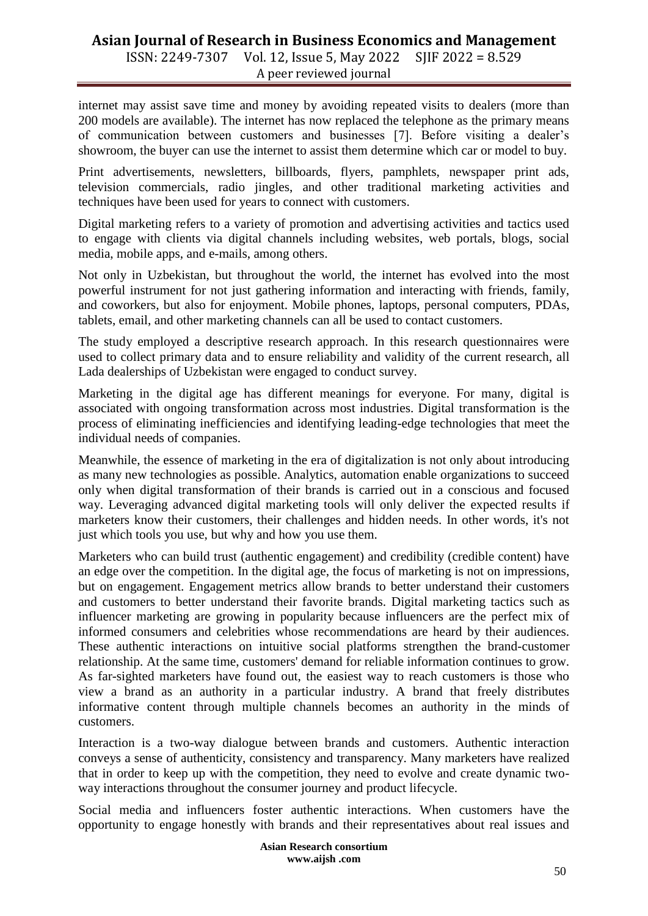internet may assist save time and money by avoiding repeated visits to dealers (more than 200 models are available). The internet has now replaced the telephone as the primary means of communication between customers and businesses [7]. Before visiting a dealer's showroom, the buyer can use the internet to assist them determine which car or model to buy.

Print advertisements, newsletters, billboards, flyers, pamphlets, newspaper print ads, television commercials, radio jingles, and other traditional marketing activities and techniques have been used for years to connect with customers.

Digital marketing refers to a variety of promotion and advertising activities and tactics used to engage with clients via digital channels including websites, web portals, blogs, social media, mobile apps, and e-mails, among others.

Not only in Uzbekistan, but throughout the world, the internet has evolved into the most powerful instrument for not just gathering information and interacting with friends, family, and coworkers, but also for enjoyment. Mobile phones, laptops, personal computers, PDAs, tablets, email, and other marketing channels can all be used to contact customers.

The study employed a descriptive research approach. In this research questionnaires were used to collect primary data and to ensure reliability and validity of the current research, all Lada dealerships of Uzbekistan were engaged to conduct survey.

Marketing in the digital age has different meanings for everyone. For many, digital is associated with ongoing transformation across most industries. Digital transformation is the process of eliminating inefficiencies and identifying leading-edge technologies that meet the individual needs of companies.

Meanwhile, the essence of marketing in the era of digitalization is not only about introducing as many new technologies as possible. Analytics, automation enable organizations to succeed only when digital transformation of their brands is carried out in a conscious and focused way. Leveraging advanced digital marketing tools will only deliver the expected results if marketers know their customers, their challenges and hidden needs. In other words, it's not just which tools you use, but why and how you use them.

Marketers who can build trust (authentic engagement) and credibility (credible content) have an edge over the competition. In the digital age, the focus of marketing is not on impressions, but on engagement. Engagement metrics allow brands to better understand their customers and customers to better understand their favorite brands. Digital marketing tactics such as influencer marketing are growing in popularity because influencers are the perfect mix of informed consumers and celebrities whose recommendations are heard by their audiences. These authentic interactions on intuitive social platforms strengthen the brand-customer relationship. At the same time, customers' demand for reliable information continues to grow. As far-sighted marketers have found out, the easiest way to reach customers is those who view a brand as an authority in a particular industry. A brand that freely distributes informative content through multiple channels becomes an authority in the minds of customers.

Interaction is a two-way dialogue between brands and customers. Authentic interaction conveys a sense of authenticity, consistency and transparency. Many marketers have realized that in order to keep up with the competition, they need to evolve and create dynamic two-way interactions throughout the consumer journey and product lifecycle.

Social media and influencers foster authentic interactions. When customers have the opportunity to engage honestly with brands and their representatives about real issues and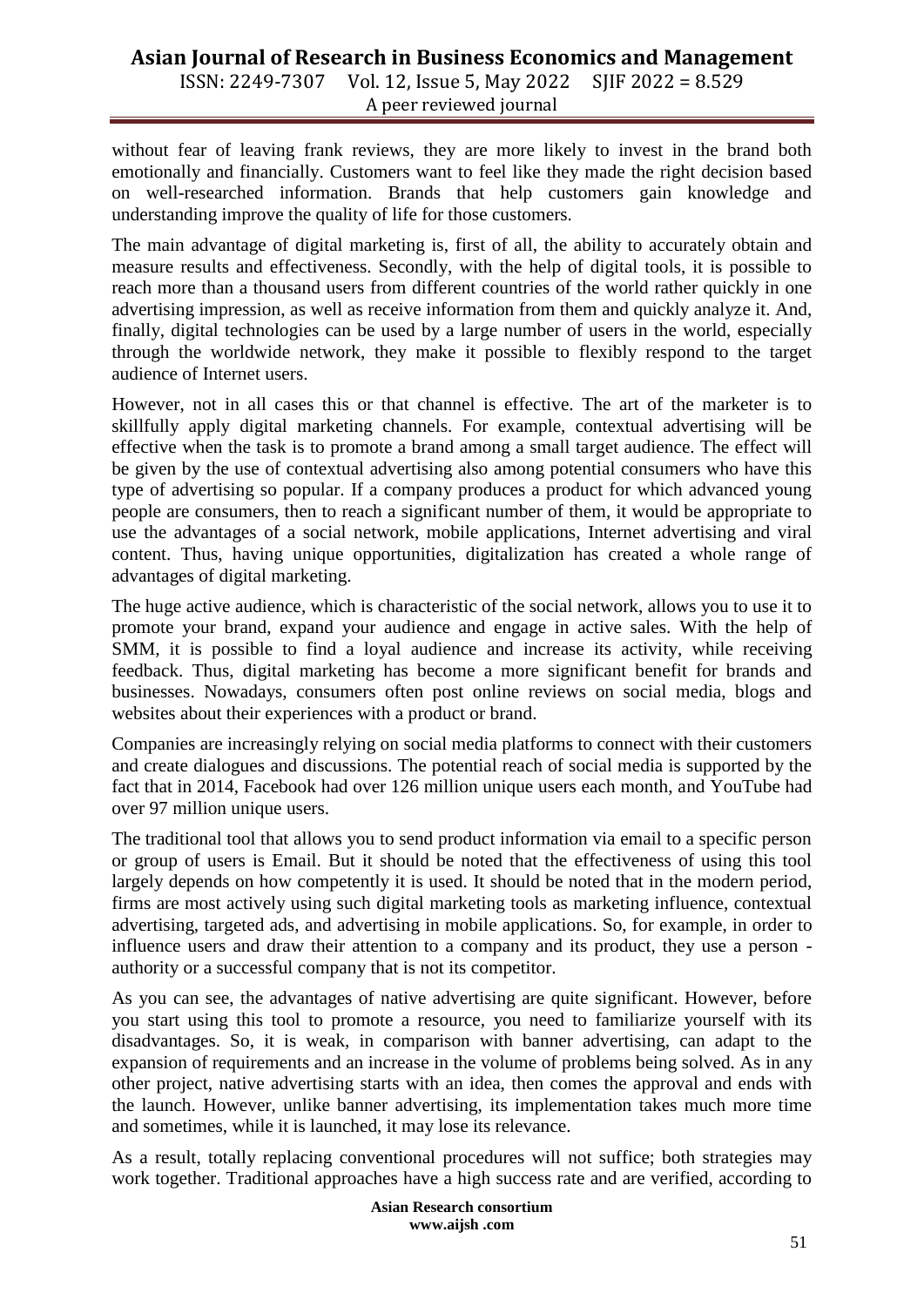without fear of leaving frank reviews, they are more likely to invest in the brand both emotionally and financially. Customers want to feel like they made the right decision based on well-researched information. Brands that help customers gain knowledge and understanding improve the quality of life for those customers.

The main advantage of digital marketing is, first of all, the ability to accurately obtain and measure results and effectiveness. Secondly, with the help of digital tools, it is possible to reach more than a thousand users from different countries of the world rather quickly in one advertising impression, as well as receive information from them and quickly analyze it. And, finally, digital technologies can be used by a large number of users in the world, especially through the worldwide network, they make it possible to flexibly respond to the target audience of Internet users.

However, not in all cases this or that channel is effective. The art of the marketer is to skillfully apply digital marketing channels. For example, contextual advertising will be effective when the task is to promote a brand among a small target audience. The effect will be given by the use of contextual advertising also among potential consumers who have this type of advertising so popular. If a company produces a product for which advanced young people are consumers, then to reach a significant number of them, it would be appropriate to use the advantages of a social network, mobile applications, Internet advertising and viral content. Thus, having unique opportunities, digitalization has created a whole range of advantages of digital marketing.

The huge active audience, which is characteristic of the social network, allows you to use it to promote your brand, expand your audience and engage in active sales. With the help of SMM, it is possible to find a loyal audience and increase its activity, while receiving feedback. Thus, digital marketing has become a more significant benefit for brands and businesses. Nowadays, consumers often post online reviews on social media, blogs and websites about their experiences with a product or brand.

Companies are increasingly relying on social media platforms to connect with their customers and create dialogues and discussions. The potential reach of social media is supported by the fact that in 2014, Facebook had over 126 million unique users each month, and YouTube had over 97 million unique users.

The traditional tool that allows you to send product information via email to a specific person or group of users is Email. But it should be noted that the effectiveness of using this tool largely depends on how competently it is used. It should be noted that in the modern period, firms are most actively using such digital marketing tools as marketing influence, contextual advertising, targeted ads, and advertising in mobile applications. So, for example, in order to influence users and draw their attention to a company and its product, they use a person - authority or a successful company that is not its competitor.

As you can see, the advantages of native advertising are quite significant. However, before you start using this tool to promote a resource, you need to familiarize yourself with its disadvantages. So, it is weak, in comparison with banner advertising, can adapt to the expansion of requirements and an increase in the volume of problems being solved. As in any other project, native advertising starts with an idea, then comes the approval and ends with the launch. However, unlike banner advertising, its implementation takes much more time and sometimes, while it is launched, it may lose its relevance.

As a result, totally replacing conventional procedures will not suffice; both strategies may work together. Traditional approaches have a high success rate and are verified, according to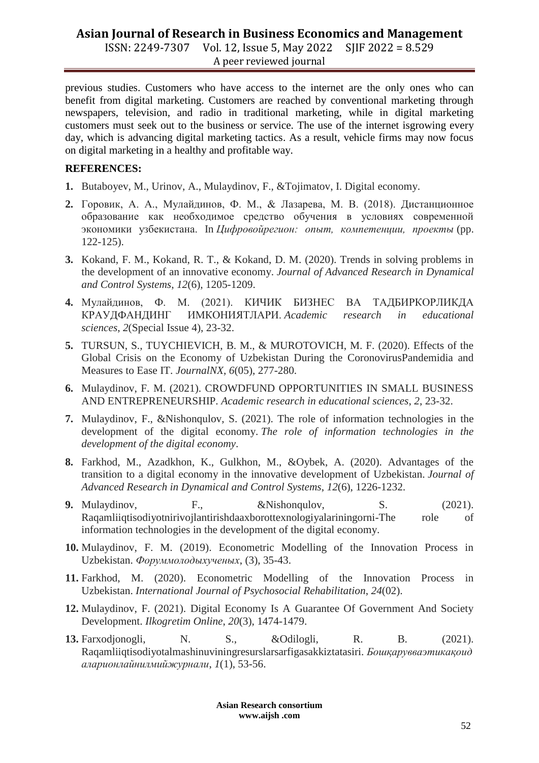previous studies. Customers who have access to the internet are the only ones who can benefit from digital marketing. Customers are reached by conventional marketing through newspapers, television, and radio in traditional marketing, while in digital marketing customers must seek out to the business or service. The use of the internet isgrowing every day, which is advancing digital marketing tactics. As a result, vehicle firms may now focus on digital marketing in a healthy and profitable way.

**REFERENCES:**

1. Butaboyev, M., Urinov, A., Mulaydinov, F., &Tojimatov, I. Digital economy.
2. Горовик, А. А., Мулайдинов, Ф. М., & Лазарева, М. В. (2018). Дистанционное образование как необходимое средство обучения в условиях современной экономики узбекистана. In *Цифровойрегион: опыт, компетенции, проекты* (pp. 122-125).
3. Kokand, F. M., Kokand, R. T., & Kokand, D. M. (2020). Trends in solving problems in the development of an innovative economy. *Journal of Advanced Research in Dynamical and Control Systems*, *12*(6), 1205-1209.
4. Мулайдинов, Ф. М. (2021). КИЧИК БИЗНЕС ВА ТАДБИРКОРЛИКДА КРАУДФАНДИНГ ИМКОНИЯТЛАРИ. *Academic research in educational sciences*, *2*(Special Issue 4), 23-32.
5. TURSUN, S., TUYCHIEVICH, B. M., & MUROTOVICH, M. F. (2020). Effects of the Global Crisis on the Economy of Uzbekistan During the CoronovirusPandemidia and Measures to Ease IT. *JournalNX*, *6*(05), 277-280.
6. Mulaydinov, F. M. (2021). CROWDFUND OPPORTUNITIES IN SMALL BUSINESS AND ENTREPRENEURSHIP. *Academic research in educational sciences*, *2*, 23-32.
7. Mulaydinov, F., &Nishonqulov, S. (2021). The role of information technologies in the development of the digital economy. *The role of information technologies in the development of the digital economy*.
8. Farkhod, M., Azadkhon, K., Gulkhon, M., &Oybek, A. (2020). Advantages of the transition to a digital economy in the innovative development of Uzbekistan. *Journal of Advanced Research in Dynamical and Control Systems*, *12*(6), 1226-1232.
9. Mulaydinov, F., &Nishonqulov, S. (2021). Raqamliiqtisodiyotnirivojlantirishdaaxborottexnologiyalariningorni-The role of information technologies in the development of the digital economy.
10. Mulaydinov, F. M. (2019). Econometric Modelling of the Innovation Process in Uzbekistan. *Форуммолодыхученых*, (3), 35-43.
11. Farkhod, M. (2020). Econometric Modelling of the Innovation Process in Uzbekistan. *International Journal of Psychosocial Rehabilitation*, *24*(02).
12. Mulaydinov, F. (2021). Digital Economy Is A Guarantee Of Government And Society Development. *Ilkogretim Online*, *20*(3), 1474-1479.
13. Farxodjonogli, N. S., &Odilogli, R. B. (2021). Raqamliiqtisodiyotalmashinuviningresurslarsarfigasakkiztatasiri. *Бошқарувваэтикақоид аларионлайнилмийжурнали*, *1*(1), 53-56.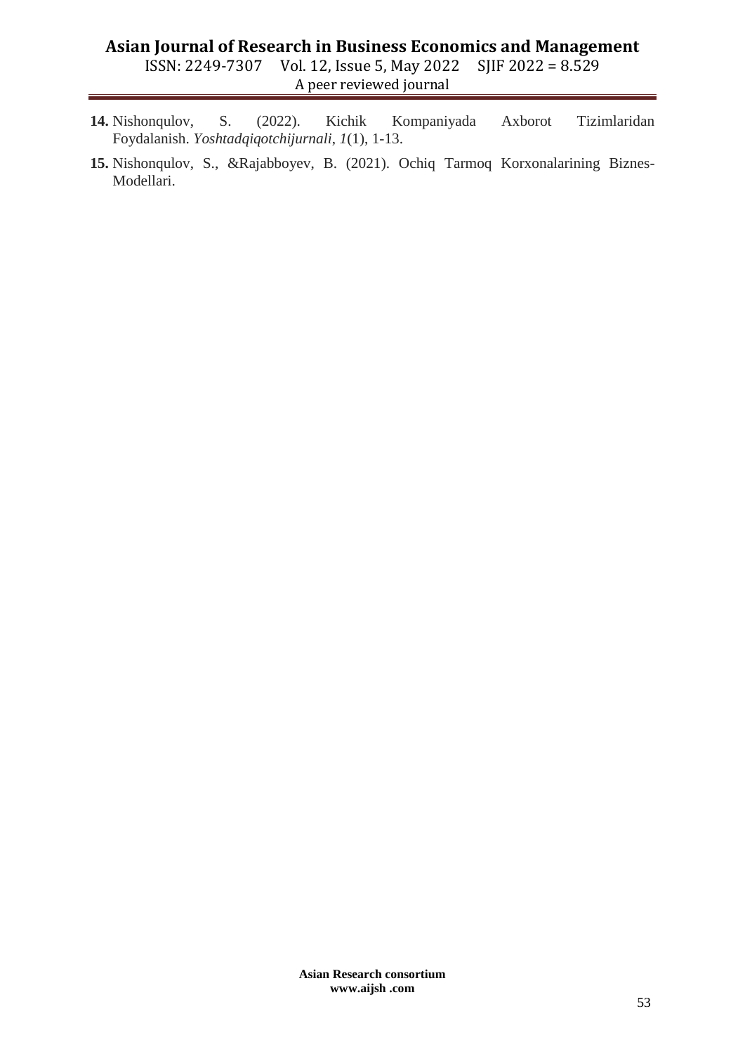14. Nishonqulov, S. (2022). Kichik Kompaniyada Axborot Tizimlaridan Foydalanish. *Yoshtadqiqotchijurnali*, *1*(1), 1-13.

15. Nishonqulov, S., &Rajabboyev, B. (2021). Ochiq Tarmoq Korxonalarining Biznes-Modellari.